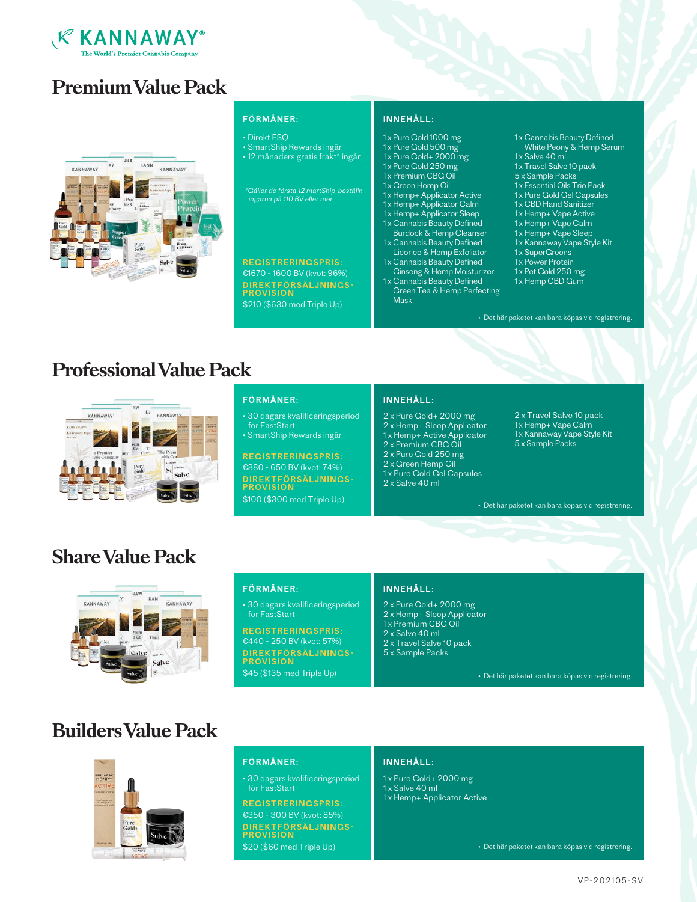# Premium Value Pack

**FÖRMÅNER:**

- Direkt FSQ
- SmartShip Rewards ingår
- 12 månaders gratis frakt* ingår

*\*Gäller de första 12 martShip-beställn ingarna på 110 BV eller mer.*

**REGISTRERINGSPRIS:**
€1670 - 1600 BV (kvot: 96%)

**DIREKTFÖRSÄLJNINGS-PROVISION**
$210 ($630 med Triple Up)

**INNEHÅLL:**

- 1 x Pure Gold 1000 mg
- 1 x Pure Gold 500 mg
- 1 x Pure Gold+ 2000 mg
- 1 x Pure Gold 250 mg
- 1 x Premium CBG Oil
- 1 x Green Hemp Oil
- 1 x Hemp+ Applicator Active
- 1 x Hemp+ Applicator Calm
- 1 x Hemp+ Applicator Sleep
- 1 x Cannabis Beauty Defined Burdock & Hemp Cleanser
- 1 x Cannabis Beauty Defined Licorice & Hemp Exfoliator
- 1 x Cannabis Beauty Defined Ginseng & Hemp Moisturizer
- 1 x Cannabis Beauty Defined Green Tea & Hemp Perfecting Mask
- 1 x Cannabis Beauty Defined White Peony & Hemp Serum
- 1 x Salve 40 ml
- 1 x Travel Salve 10 pack
- 5 x Sample Packs
- 1 x Essential Oils Trio Pack
- 1 x Pure Gold Gel Capsules
- 1 x CBD Hand Sanitizer
- 1 x Hemp+ Vape Active
- 1 x Hemp+ Vape Calm
- 1 x Hemp+ Vape Sleep
- 1 x Kannaway Vape Style Kit
- 1 x SuperGreens
- 1 x Power Protein
- 1 x Pet Gold 250 mg
- 1 x Hemp CBD Gum

• Det här paketet kan bara köpas vid registrering.

# Professional Value Pack

**FÖRMÅNER:**

- 30 dagars kvalificeringsperiod för FastStart
- SmartShip Rewards ingår

**REGISTRERINGSPRIS:**
€880 - 650 BV (kvot: 74%)

**DIREKTFÖRSÄLJNINGS-PROVISION**
$100 ($300 med Triple Up)

**INNEHÅLL:**

- 2 x Pure Gold+ 2000 mg
- 2 x Hemp+ Sleep Applicator
- 1 x Hemp+ Active Applicator
- 2 x Premium CBG Oil
- 2 x Pure Gold 250 mg
- 2 x Green Hemp Oil
- 1 x Pure Gold Gel Capsules
- 2 x Salve 40 ml
- 2 x Travel Salve 10 pack
- 1 x Hemp+ Vape Calm
- 1 x Kannaway Vape Style Kit
- 5 x Sample Packs

• Det här paketet kan bara köpas vid registrering.

# Share Value Pack

**FÖRMÅNER:**

- 30 dagars kvalificeringsperiod för FastStart

**REGISTRERINGSPRIS:**
€440 - 250 BV (kvot: 57%)

**DIREKTFÖRSÄLJNINGS-PROVISION**
$45 ($135 med Triple Up)

**INNEHÅLL:**

- 2 x Pure Gold+ 2000 mg
- 2 x Hemp+ Sleep Applicator
- 1 x Premium CBG Oil
- 2 x Salve 40 ml
- 2 x Travel Salve 10 pack
- 5 x Sample Packs

• Det här paketet kan bara köpas vid registrering.

# Builders Value Pack

**FÖRMÅNER:**

- 30 dagars kvalificeringsperiod för FastStart

**REGISTRERINGSPRIS:**
€350 - 300 BV (kvot: 85%)

**DIREKTFÖRSÄLJNINGS-PROVISION**
$20 ($60 med Triple Up)

**INNEHÅLL:**

- 1 x Pure Gold+ 2000 mg
- 1 x Salve 40 ml
- 1 x Hemp+ Applicator Active

• Det här paketet kan bara köpas vid registrering.

VP-202105-SV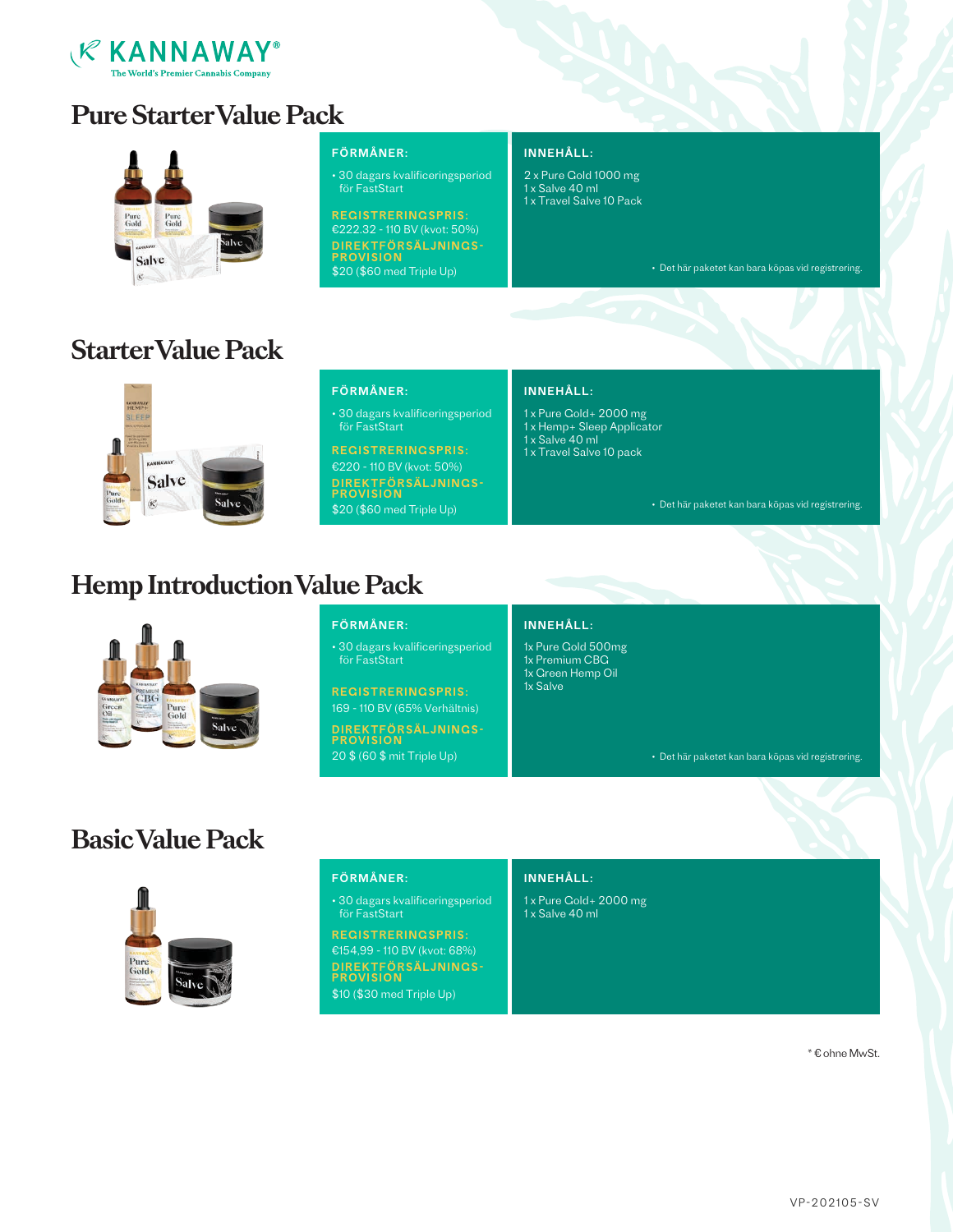# KANNAWAY®

The World's Premier Cannabis Company

## Pure Starter Value Pack

**FÖRMÅNER:**

- 30 dagars kvalificeringsperiod för FastStart

**REGISTRERINGSPRIS:**
€222.32 - 110 BV (kvot: 50%)

**DIREKTFÖRSÄLJNINGS-PROVISION**
$20 ($60 med Triple Up)

**INNEHÅLL:**

2 x Pure Gold 1000 mg
1 x Salve 40 ml
1 x Travel Salve 10 Pack

- Det här paketet kan bara köpas vid registrering.

## Starter Value Pack

**FÖRMÅNER:**

- 30 dagars kvalificeringsperiod för FastStart

**REGISTRERINGSPRIS:**
€220 - 110 BV (kvot: 50%)

**DIREKTFÖRSÄLJNINGS-PROVISION**
$20 ($60 med Triple Up)

**INNEHÅLL:**

1 x Pure Gold+ 2000 mg
1 x Hemp+ Sleep Applicator
1 x Salve 40 ml
1 x Travel Salve 10 pack

- Det här paketet kan bara köpas vid registrering.

## Hemp Introduction Value Pack

**FÖRMÅNER:**

- 30 dagars kvalificeringsperiod för FastStart

**REGISTRERINGSPRIS:**
169 - 110 BV (65% Verhältnis)

**DIREKTFÖRSÄLJNINGS-PROVISION**
20 $ (60 $ mit Triple Up)

**INNEHÅLL:**

1x Pure Gold 500mg
1x Premium CBG
1x Green Hemp Oil
1x Salve

- Det här paketet kan bara köpas vid registrering.

## Basic Value Pack

**FÖRMÅNER:**

- 30 dagars kvalificeringsperiod för FastStart

**REGISTRERINGSPRIS:**
€154,99 - 110 BV (kvot: 68%)

**DIREKTFÖRSÄLJNINGS-PROVISION**
$10 ($30 med Triple Up)

**INNEHÅLL:**

1 x Pure Gold+ 2000 mg
1 x Salve 40 ml

* € ohne MwSt.

VP-202105-SV